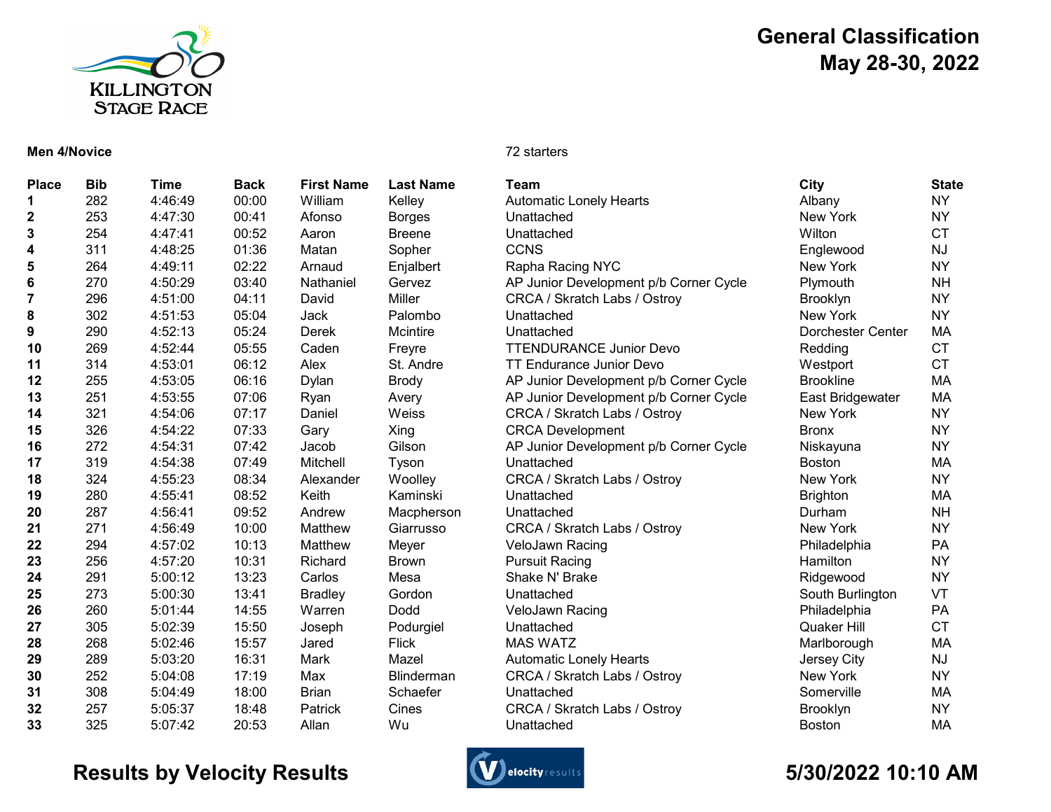KILLINGTON STAGE RACE

# General Classification
## May 28-30, 2022

**Men 4/Novice** 72 starters

| Place | Bib | Time | Back | First Name | Last Name | Team | City | State |
|---|---|---|---|---|---|---|---|---|
| **1** | 282 | 4:46:49 | 00:00 | William | Kelley | Automatic Lonely Hearts | Albany | NY |
| **2** | 253 | 4:47:30 | 00:41 | Afonso | Borges | Unattached | New York | NY |
| **3** | 254 | 4:47:41 | 00:52 | Aaron | Breene | Unattached | Wilton | CT |
| **4** | 311 | 4:48:25 | 01:36 | Matan | Sopher | CCNS | Englewood | NJ |
| **5** | 264 | 4:49:11 | 02:22 | Arnaud | Enjalbert | Rapha Racing NYC | New York | NY |
| **6** | 270 | 4:50:29 | 03:40 | Nathaniel | Gervez | AP Junior Development p/b Corner Cycle | Plymouth | NH |
| **7** | 296 | 4:51:00 | 04:11 | David | Miller | CRCA / Skratch Labs / Ostroy | Brooklyn | NY |
| **8** | 302 | 4:51:53 | 05:04 | Jack | Palombo | Unattached | New York | NY |
| **9** | 290 | 4:52:13 | 05:24 | Derek | Mcintire | Unattached | Dorchester Center | MA |
| **10** | 269 | 4:52:44 | 05:55 | Caden | Freyre | TTENDURANCE Junior Devo | Redding | CT |
| **11** | 314 | 4:53:01 | 06:12 | Alex | St. Andre | TT Endurance Junior Devo | Westport | CT |
| **12** | 255 | 4:53:05 | 06:16 | Dylan | Brody | AP Junior Development p/b Corner Cycle | Brookline | MA |
| **13** | 251 | 4:53:55 | 07:06 | Ryan | Avery | AP Junior Development p/b Corner Cycle | East Bridgewater | MA |
| **14** | 321 | 4:54:06 | 07:17 | Daniel | Weiss | CRCA / Skratch Labs / Ostroy | New York | NY |
| **15** | 326 | 4:54:22 | 07:33 | Gary | Xing | CRCA Development | Bronx | NY |
| **16** | 272 | 4:54:31 | 07:42 | Jacob | Gilson | AP Junior Development p/b Corner Cycle | Niskayuna | NY |
| **17** | 319 | 4:54:38 | 07:49 | Mitchell | Tyson | Unattached | Boston | MA |
| **18** | 324 | 4:55:23 | 08:34 | Alexander | Woolley | CRCA / Skratch Labs / Ostroy | New York | NY |
| **19** | 280 | 4:55:41 | 08:52 | Keith | Kaminski | Unattached | Brighton | MA |
| **20** | 287 | 4:56:41 | 09:52 | Andrew | Macpherson | Unattached | Durham | NH |
| **21** | 271 | 4:56:49 | 10:00 | Matthew | Giarrusso | CRCA / Skratch Labs / Ostroy | New York | NY |
| **22** | 294 | 4:57:02 | 10:13 | Matthew | Meyer | VeloJawn Racing | Philadelphia | PA |
| **23** | 256 | 4:57:20 | 10:31 | Richard | Brown | Pursuit Racing | Hamilton | NY |
| **24** | 291 | 5:00:12 | 13:23 | Carlos | Mesa | Shake N' Brake | Ridgewood | NY |
| **25** | 273 | 5:00:30 | 13:41 | Bradley | Gordon | Unattached | South Burlington | VT |
| **26** | 260 | 5:01:44 | 14:55 | Warren | Dodd | VeloJawn Racing | Philadelphia | PA |
| **27** | 305 | 5:02:39 | 15:50 | Joseph | Podurgiel | Unattached | Quaker Hill | CT |
| **28** | 268 | 5:02:46 | 15:57 | Jared | Flick | MAS WATZ | Marlborough | MA |
| **29** | 289 | 5:03:20 | 16:31 | Mark | Mazel | Automatic Lonely Hearts | Jersey City | NJ |
| **30** | 252 | 5:04:08 | 17:19 | Max | Blinderman | CRCA / Skratch Labs / Ostroy | New York | NY |
| **31** | 308 | 5:04:49 | 18:00 | Brian | Schaefer | Unattached | Somerville | MA |
| **32** | 257 | 5:05:37 | 18:48 | Patrick | Cines | CRCA / Skratch Labs / Ostroy | Brooklyn | NY |
| **33** | 325 | 5:07:42 | 20:53 | Allan | Wu | Unattached | Boston | MA |

**Results by Velocity Results** **5/30/2022 10:10 AM**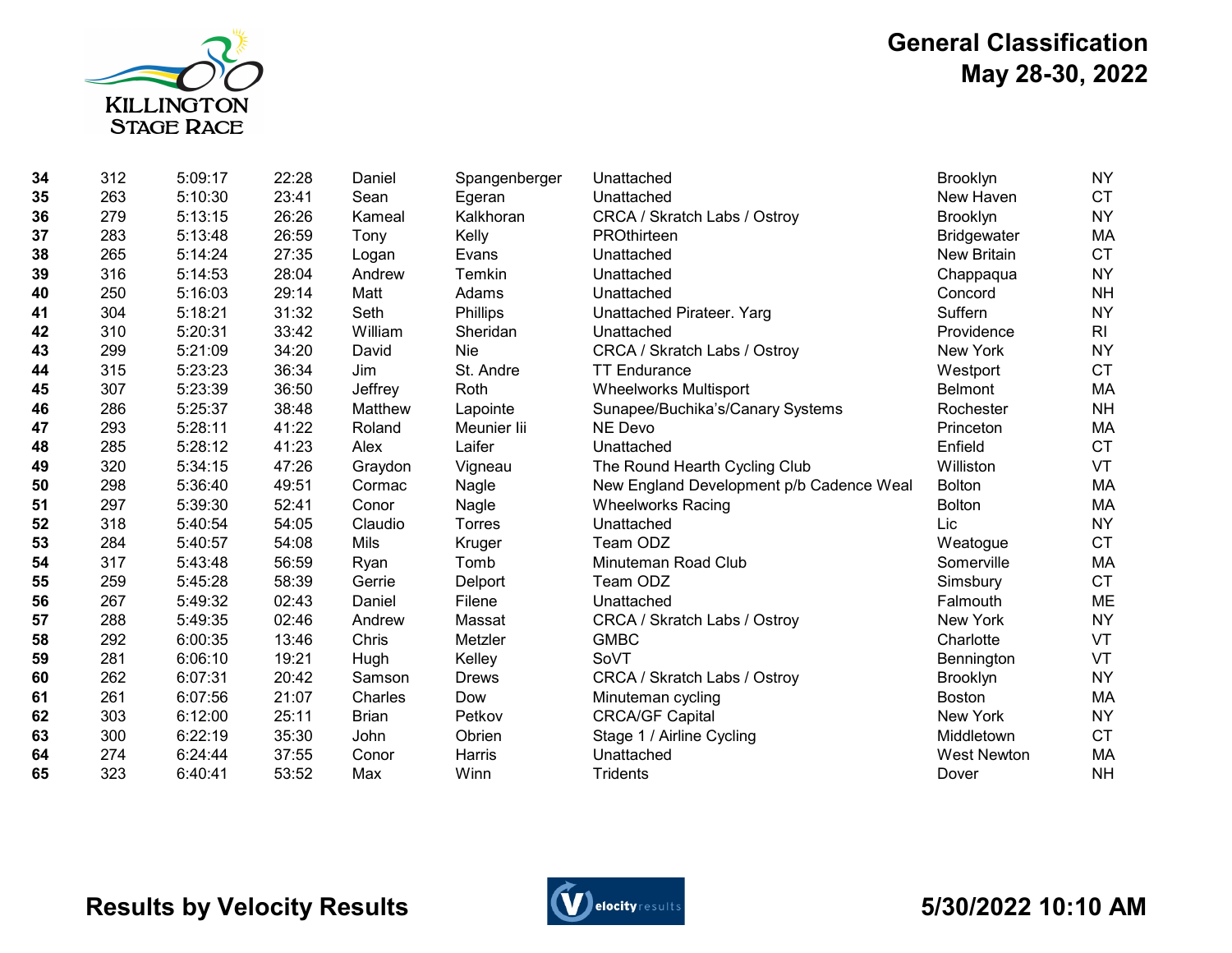# General Classification
## May 28-30, 2022

KILLINGTON STAGE RACE

| | | | | | | | | |
|---|---|---|---|---|---|---|---|---|
| **34** | 312 | 5:09:17 | 22:28 | Daniel | Spangenberger | Unattached | Brooklyn | NY |
| **35** | 263 | 5:10:30 | 23:41 | Sean | Egeran | Unattached | New Haven | CT |
| **36** | 279 | 5:13:15 | 26:26 | Kameal | Kalkhoran | CRCA / Skratch Labs / Ostroy | Brooklyn | NY |
| **37** | 283 | 5:13:48 | 26:59 | Tony | Kelly | PROthirteen | Bridgewater | MA |
| **38** | 265 | 5:14:24 | 27:35 | Logan | Evans | Unattached | New Britain | CT |
| **39** | 316 | 5:14:53 | 28:04 | Andrew | Temkin | Unattached | Chappaqua | NY |
| **40** | 250 | 5:16:03 | 29:14 | Matt | Adams | Unattached | Concord | NH |
| **41** | 304 | 5:18:21 | 31:32 | Seth | Phillips | Unattached Pirateer. Yarg | Suffern | NY |
| **42** | 310 | 5:20:31 | 33:42 | William | Sheridan | Unattached | Providence | RI |
| **43** | 299 | 5:21:09 | 34:20 | David | Nie | CRCA / Skratch Labs / Ostroy | New York | NY |
| **44** | 315 | 5:23:23 | 36:34 | Jim | St. Andre | TT Endurance | Westport | CT |
| **45** | 307 | 5:23:39 | 36:50 | Jeffrey | Roth | Wheelworks Multisport | Belmont | MA |
| **46** | 286 | 5:25:37 | 38:48 | Matthew | Lapointe | Sunapee/Buchika's/Canary Systems | Rochester | NH |
| **47** | 293 | 5:28:11 | 41:22 | Roland | Meunier Iii | NE Devo | Princeton | MA |
| **48** | 285 | 5:28:12 | 41:23 | Alex | Laifer | Unattached | Enfield | CT |
| **49** | 320 | 5:34:15 | 47:26 | Graydon | Vigneau | The Round Hearth Cycling Club | Williston | VT |
| **50** | 298 | 5:36:40 | 49:51 | Cormac | Nagle | New England Development p/b Cadence Weal | Bolton | MA |
| **51** | 297 | 5:39:30 | 52:41 | Conor | Nagle | Wheelworks Racing | Bolton | MA |
| **52** | 318 | 5:40:54 | 54:05 | Claudio | Torres | Unattached | Lic | NY |
| **53** | 284 | 5:40:57 | 54:08 | Mils | Kruger | Team ODZ | Weatogue | CT |
| **54** | 317 | 5:43:48 | 56:59 | Ryan | Tomb | Minuteman Road Club | Somerville | MA |
| **55** | 259 | 5:45:28 | 58:39 | Gerrie | Delport | Team ODZ | Simsbury | CT |
| **56** | 267 | 5:49:32 | 02:43 | Daniel | Filene | Unattached | Falmouth | ME |
| **57** | 288 | 5:49:35 | 02:46 | Andrew | Massat | CRCA / Skratch Labs / Ostroy | New York | NY |
| **58** | 292 | 6:00:35 | 13:46 | Chris | Metzler | GMBC | Charlotte | VT |
| **59** | 281 | 6:06:10 | 19:21 | Hugh | Kelley | SoVT | Bennington | VT |
| **60** | 262 | 6:07:31 | 20:42 | Samson | Drews | CRCA / Skratch Labs / Ostroy | Brooklyn | NY |
| **61** | 261 | 6:07:56 | 21:07 | Charles | Dow | Minuteman cycling | Boston | MA |
| **62** | 303 | 6:12:00 | 25:11 | Brian | Petkov | CRCA/GF Capital | New York | NY |
| **63** | 300 | 6:22:19 | 35:30 | John | Obrien | Stage 1 / Airline Cycling | Middletown | CT |
| **64** | 274 | 6:24:44 | 37:55 | Conor | Harris | Unattached | West Newton | MA |
| **65** | 323 | 6:40:41 | 53:52 | Max | Winn | Tridents | Dover | NH |

**Results by Velocity Results**

**5/30/2022 10:10 AM**